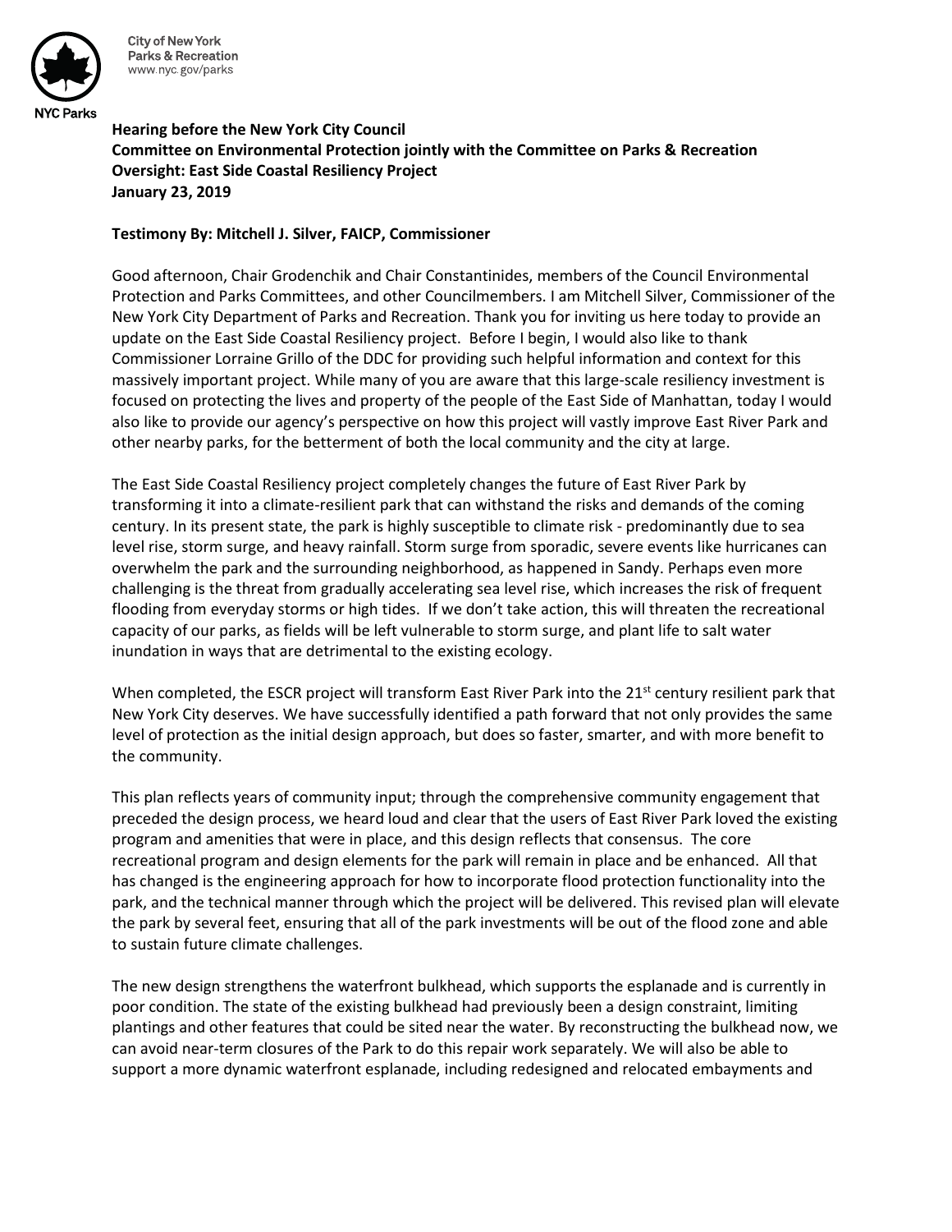City of New York
Parks & Recreation
www.nyc.gov/parks

NYC Parks

**Hearing before the New York City Council**
**Committee on Environmental Protection jointly with the Committee on Parks & Recreation**
**Oversight: East Side Coastal Resiliency Project**
**January 23, 2019**

**Testimony By: Mitchell J. Silver, FAICP, Commissioner**

Good afternoon, Chair Grodenchik and Chair Constantinides, members of the Council Environmental Protection and Parks Committees, and other Councilmembers. I am Mitchell Silver, Commissioner of the New York City Department of Parks and Recreation. Thank you for inviting us here today to provide an update on the East Side Coastal Resiliency project. Before I begin, I would also like to thank Commissioner Lorraine Grillo of the DDC for providing such helpful information and context for this massively important project. While many of you are aware that this large-scale resiliency investment is focused on protecting the lives and property of the people of the East Side of Manhattan, today I would also like to provide our agency's perspective on how this project will vastly improve East River Park and other nearby parks, for the betterment of both the local community and the city at large.

The East Side Coastal Resiliency project completely changes the future of East River Park by transforming it into a climate-resilient park that can withstand the risks and demands of the coming century. In its present state, the park is highly susceptible to climate risk - predominantly due to sea level rise, storm surge, and heavy rainfall. Storm surge from sporadic, severe events like hurricanes can overwhelm the park and the surrounding neighborhood, as happened in Sandy. Perhaps even more challenging is the threat from gradually accelerating sea level rise, which increases the risk of frequent flooding from everyday storms or high tides. If we don't take action, this will threaten the recreational capacity of our parks, as fields will be left vulnerable to storm surge, and plant life to salt water inundation in ways that are detrimental to the existing ecology.

When completed, the ESCR project will transform East River Park into the 21st century resilient park that New York City deserves. We have successfully identified a path forward that not only provides the same level of protection as the initial design approach, but does so faster, smarter, and with more benefit to the community.

This plan reflects years of community input; through the comprehensive community engagement that preceded the design process, we heard loud and clear that the users of East River Park loved the existing program and amenities that were in place, and this design reflects that consensus. The core recreational program and design elements for the park will remain in place and be enhanced. All that has changed is the engineering approach for how to incorporate flood protection functionality into the park, and the technical manner through which the project will be delivered. This revised plan will elevate the park by several feet, ensuring that all of the park investments will be out of the flood zone and able to sustain future climate challenges.

The new design strengthens the waterfront bulkhead, which supports the esplanade and is currently in poor condition. The state of the existing bulkhead had previously been a design constraint, limiting plantings and other features that could be sited near the water. By reconstructing the bulkhead now, we can avoid near-term closures of the Park to do this repair work separately. We will also be able to support a more dynamic waterfront esplanade, including redesigned and relocated embayments and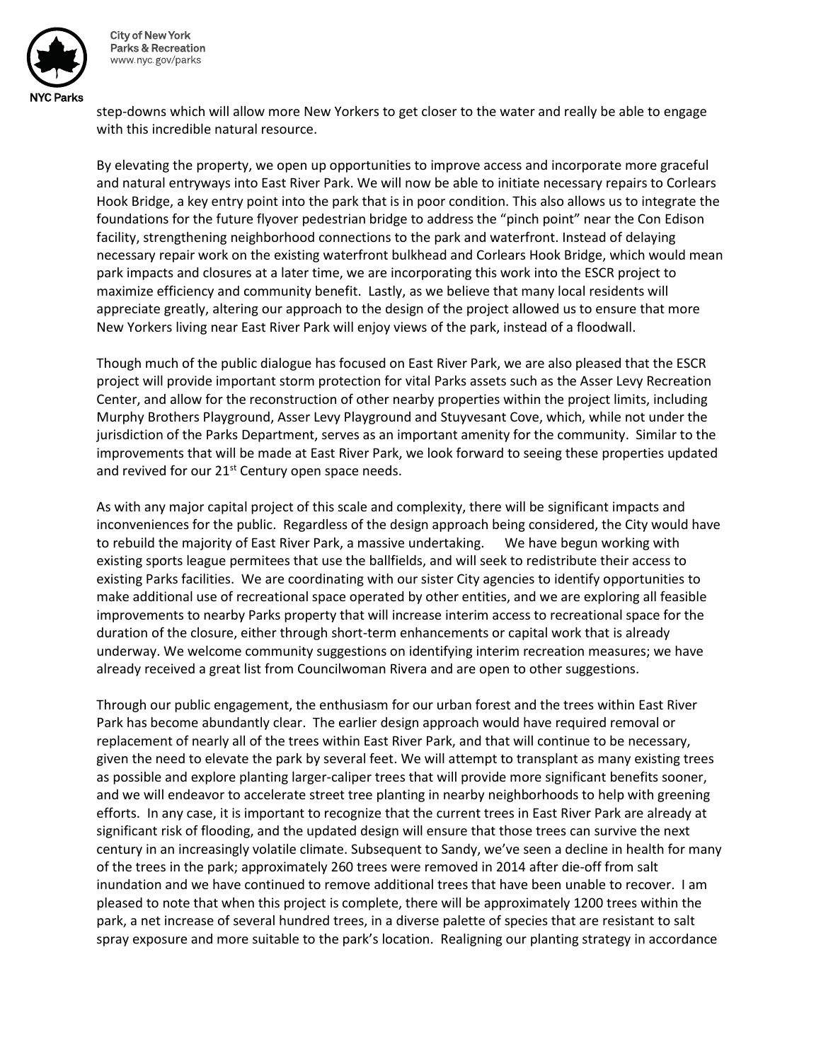step-downs which will allow more New Yorkers to get closer to the water and really be able to engage with this incredible natural resource.

By elevating the property, we open up opportunities to improve access and incorporate more graceful and natural entryways into East River Park. We will now be able to initiate necessary repairs to Corlears Hook Bridge, a key entry point into the park that is in poor condition. This also allows us to integrate the foundations for the future flyover pedestrian bridge to address the "pinch point" near the Con Edison facility, strengthening neighborhood connections to the park and waterfront. Instead of delaying necessary repair work on the existing waterfront bulkhead and Corlears Hook Bridge, which would mean park impacts and closures at a later time, we are incorporating this work into the ESCR project to maximize efficiency and community benefit. Lastly, as we believe that many local residents will appreciate greatly, altering our approach to the design of the project allowed us to ensure that more New Yorkers living near East River Park will enjoy views of the park, instead of a floodwall.

Though much of the public dialogue has focused on East River Park, we are also pleased that the ESCR project will provide important storm protection for vital Parks assets such as the Asser Levy Recreation Center, and allow for the reconstruction of other nearby properties within the project limits, including Murphy Brothers Playground, Asser Levy Playground and Stuyvesant Cove, which, while not under the jurisdiction of the Parks Department, serves as an important amenity for the community. Similar to the improvements that will be made at East River Park, we look forward to seeing these properties updated and revived for our 21st Century open space needs.

As with any major capital project of this scale and complexity, there will be significant impacts and inconveniences for the public. Regardless of the design approach being considered, the City would have to rebuild the majority of East River Park, a massive undertaking. We have begun working with existing sports league permitees that use the ballfields, and will seek to redistribute their access to existing Parks facilities. We are coordinating with our sister City agencies to identify opportunities to make additional use of recreational space operated by other entities, and we are exploring all feasible improvements to nearby Parks property that will increase interim access to recreational space for the duration of the closure, either through short-term enhancements or capital work that is already underway. We welcome community suggestions on identifying interim recreation measures; we have already received a great list from Councilwoman Rivera and are open to other suggestions.

Through our public engagement, the enthusiasm for our urban forest and the trees within East River Park has become abundantly clear. The earlier design approach would have required removal or replacement of nearly all of the trees within East River Park, and that will continue to be necessary, given the need to elevate the park by several feet. We will attempt to transplant as many existing trees as possible and explore planting larger-caliper trees that will provide more significant benefits sooner, and we will endeavor to accelerate street tree planting in nearby neighborhoods to help with greening efforts. In any case, it is important to recognize that the current trees in East River Park are already at significant risk of flooding, and the updated design will ensure that those trees can survive the next century in an increasingly volatile climate. Subsequent to Sandy, we've seen a decline in health for many of the trees in the park; approximately 260 trees were removed in 2014 after die-off from salt inundation and we have continued to remove additional trees that have been unable to recover. I am pleased to note that when this project is complete, there will be approximately 1200 trees within the park, a net increase of several hundred trees, in a diverse palette of species that are resistant to salt spray exposure and more suitable to the park's location. Realigning our planting strategy in accordance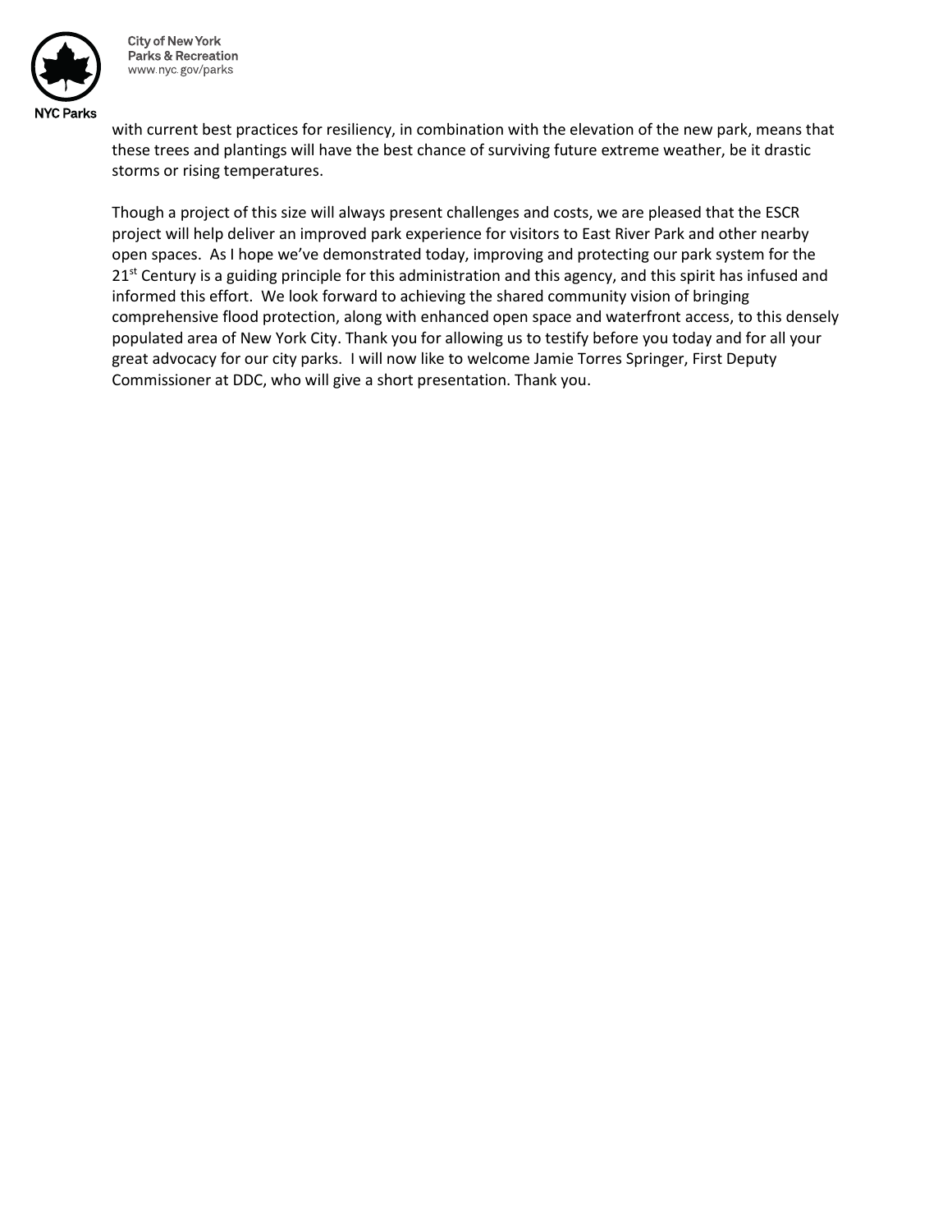with current best practices for resiliency, in combination with the elevation of the new park, means that these trees and plantings will have the best chance of surviving future extreme weather, be it drastic storms or rising temperatures.

Though a project of this size will always present challenges and costs, we are pleased that the ESCR project will help deliver an improved park experience for visitors to East River Park and other nearby open spaces. As I hope we've demonstrated today, improving and protecting our park system for the 21st Century is a guiding principle for this administration and this agency, and this spirit has infused and informed this effort. We look forward to achieving the shared community vision of bringing comprehensive flood protection, along with enhanced open space and waterfront access, to this densely populated area of New York City. Thank you for allowing us to testify before you today and for all your great advocacy for our city parks. I will now like to welcome Jamie Torres Springer, First Deputy Commissioner at DDC, who will give a short presentation. Thank you.